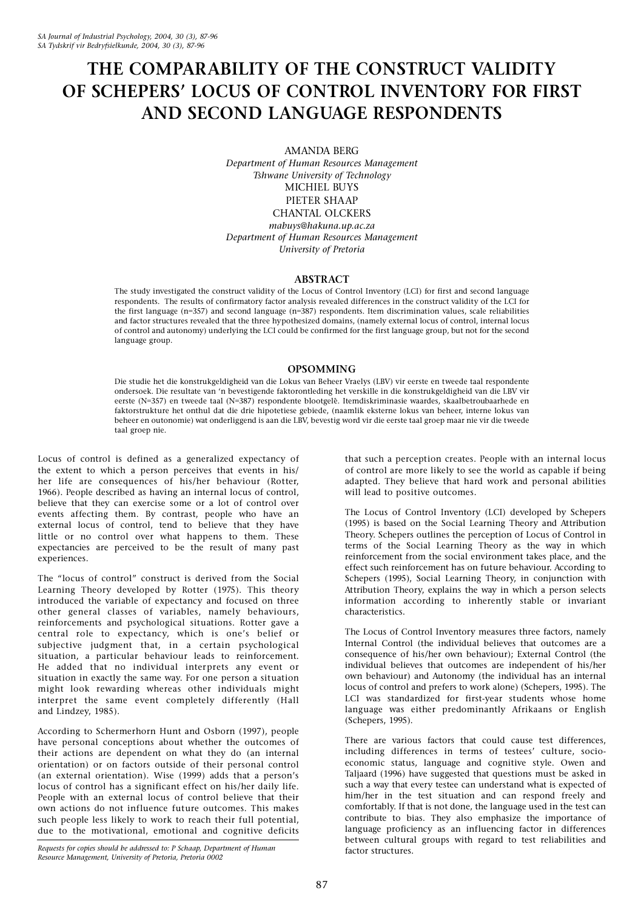# THE COMPARABILITY OF THE CONSTRUCT VALIDITY OF SCHEPERS' LOCUS OF CONTROL INVENTORY FOR FIRST AND SECOND LANGUAGE RESPONDENTS

AMANDA BERG
*Department of Human Resources Management*
*Tshwane University of Technology*
MICHIEL BUYS
PIETER SHAAP
CHANTAL OLCKERS
*mabuys@hakuna.up.ac.za*
*Department of Human Resources Management*
*University of Pretoria*

## ABSTRACT

The study investigated the construct validity of the Locus of Control Inventory (LCI) for first and second language respondents. The results of confirmatory factor analysis revealed differences in the construct validity of the LCI for the first language (n=357) and second language (n=387) respondents. Item discrimination values, scale reliabilities and factor structures revealed that the three hypothesized domains, (namely external locus of control, internal locus of control and autonomy) underlying the LCI could be confirmed for the first language group, but not for the second language group.

## OPSOMMING

Die studie het die konstrukgeldigheid van die Lokus van Beheer Vraelys (LBV) vir eerste en tweede taal respondente ondersoek. Die resultate van 'n bevestigende faktorontleding het verskille in die konstrukgeldigheid van die LBV vir eerste (N=357) en tweede taal (N=387) respondente blootgelê. Itemdiskriminasie waardes, skaalbetroubaarhede en faktorstrukture het onthul dat die drie hipotetiese gebiede, (naamlik eksterne lokus van beheer, interne lokus van beheer en outonomie) wat onderliggend is aan die LBV, bevestig word vir die eerste taal groep maar nie vir die tweede taal groep nie.

Locus of control is defined as a generalized expectancy of the extent to which a person perceives that events in his/her life are consequences of his/her behaviour (Rotter, 1966). People described as having an internal locus of control, believe that they can exercise some or a lot of control over events affecting them. By contrast, people who have an external locus of control, tend to believe that they have little or no control over what happens to them. These expectancies are perceived to be the result of many past experiences.

The "locus of control" construct is derived from the Social Learning Theory developed by Rotter (1975). This theory introduced the variable of expectancy and focused on three other general classes of variables, namely behaviours, reinforcements and psychological situations. Rotter gave a central role to expectancy, which is one's belief or subjective judgment that, in a certain psychological situation, a particular behaviour leads to reinforcement. He added that no individual interprets any event or situation in exactly the same way. For one person a situation might look rewarding whereas other individuals might interpret the same event completely differently (Hall and Lindzey, 1985).

According to Schermerhorn Hunt and Osborn (1997), people have personal conceptions about whether the outcomes of their actions are dependent on what they do (an internal orientation) or on factors outside of their personal control (an external orientation). Wise (1999) adds that a person's locus of control has a significant effect on his/her daily life. People with an external locus of control believe that their own actions do not influence future outcomes. This makes such people less likely to work to reach their full potential, due to the motivational, emotional and cognitive deficits that such a perception creates. People with an internal locus of control are more likely to see the world as capable if being adapted. They believe that hard work and personal abilities will lead to positive outcomes.

The Locus of Control Inventory (LCI) developed by Schepers (1995) is based on the Social Learning Theory and Attribution Theory. Schepers outlines the perception of Locus of Control in terms of the Social Learning Theory as the way in which reinforcement from the social environment takes place, and the effect such reinforcement has on future behaviour. According to Schepers (1995), Social Learning Theory, in conjunction with Attribution Theory, explains the way in which a person selects information according to inherently stable or invariant characteristics.

The Locus of Control Inventory measures three factors, namely Internal Control (the individual believes that outcomes are a consequence of his/her own behaviour); External Control (the individual believes that outcomes are independent of his/her own behaviour) and Autonomy (the individual has an internal locus of control and prefers to work alone) (Schepers, 1995). The LCI was standardized for first-year students whose home language was either predominantly Afrikaans or English (Schepers, 1995).

There are various factors that could cause test differences, including differences in terms of testees' culture, socio-economic status, language and cognitive style. Owen and Taljaard (1996) have suggested that questions must be asked in such a way that every testee can understand what is expected of him/her in the test situation and can respond freely and comfortably. If that is not done, the language used in the test can contribute to bias. They also emphasize the importance of language proficiency as an influencing factor in differences between cultural groups with regard to test reliabilities and factor structures.

*Requests for copies should be addressed to: P Schaap, Department of Human Resource Management, University of Pretoria, Pretoria 0002*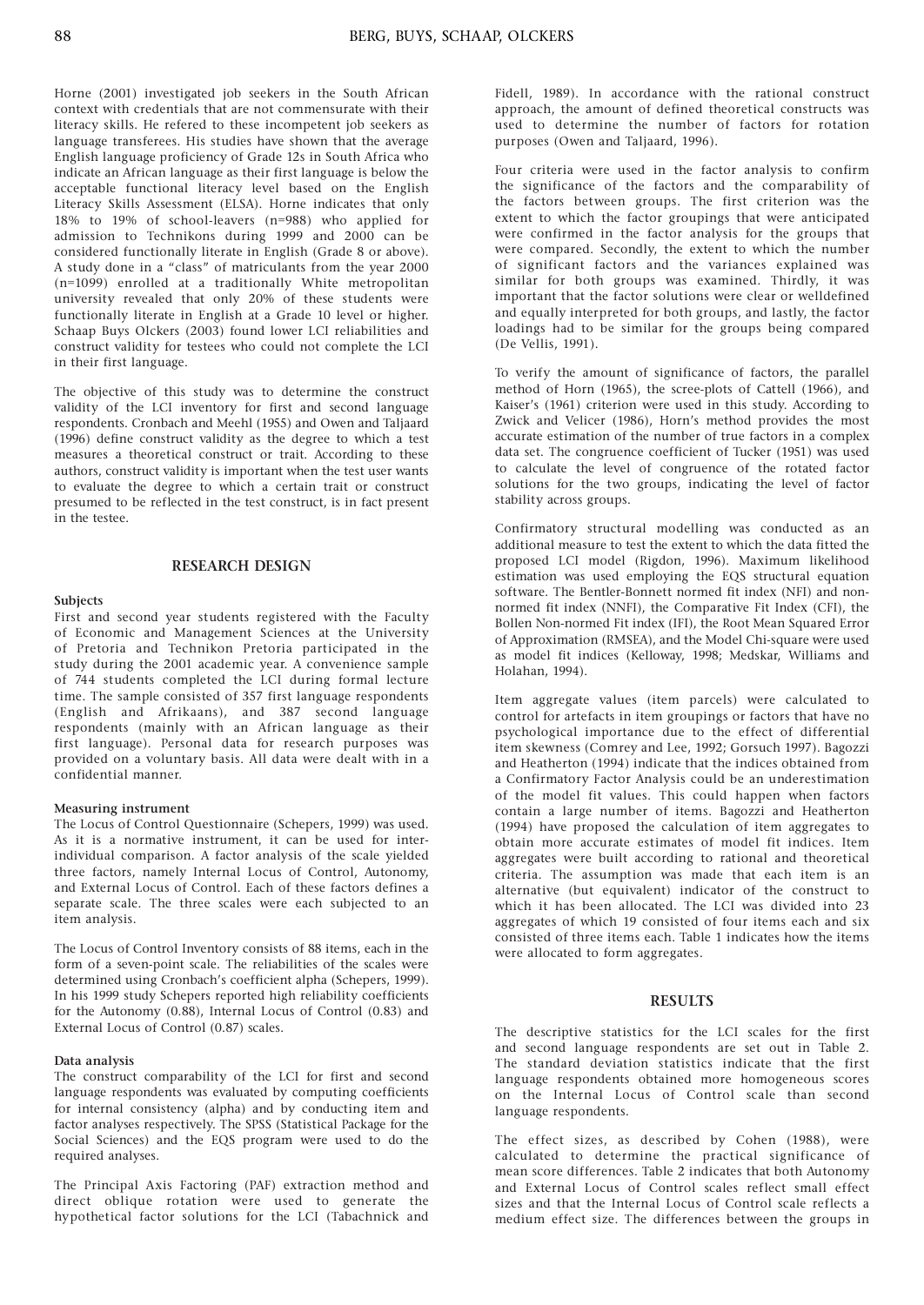Horne (2001) investigated job seekers in the South African context with credentials that are not commensurate with their literacy skills. He refered to these incompetent job seekers as language transferees. His studies have shown that the average English language proficiency of Grade 12s in South Africa who indicate an African language as their first language is below the acceptable functional literacy level based on the English Literacy Skills Assessment (ELSA). Horne indicates that only 18% to 19% of school-leavers (n=988) who applied for admission to Technikons during 1999 and 2000 can be considered functionally literate in English (Grade 8 or above). A study done in a "class" of matriculants from the year 2000 (n=1099) enrolled at a traditionally White metropolitan university revealed that only 20% of these students were functionally literate in English at a Grade 10 level or higher. Schaap Buys Olckers (2003) found lower LCI reliabilities and construct validity for testees who could not complete the LCI in their first language.

The objective of this study was to determine the construct validity of the LCI inventory for first and second language respondents. Cronbach and Meehl (1955) and Owen and Taljaard (1996) define construct validity as the degree to which a test measures a theoretical construct or trait. According to these authors, construct validity is important when the test user wants to evaluate the degree to which a certain trait or construct presumed to be reflected in the test construct, is in fact present in the testee.

## RESEARCH DESIGN

**Subjects**

First and second year students registered with the Faculty of Economic and Management Sciences at the University of Pretoria and Technikon Pretoria participated in the study during the 2001 academic year. A convenience sample of 744 students completed the LCI during formal lecture time. The sample consisted of 357 first language respondents (English and Afrikaans), and 387 second language respondents (mainly with an African language as their first language). Personal data for research purposes was provided on a voluntary basis. All data were dealt with in a confidential manner.

**Measuring instrument**

The Locus of Control Questionnaire (Schepers, 1999) was used. As it is a normative instrument, it can be used for inter-individual comparison. A factor analysis of the scale yielded three factors, namely Internal Locus of Control, Autonomy, and External Locus of Control. Each of these factors defines a separate scale. The three scales were each subjected to an item analysis.

The Locus of Control Inventory consists of 88 items, each in the form of a seven-point scale. The reliabilities of the scales were determined using Cronbach's coefficient alpha (Schepers, 1999). In his 1999 study Schepers reported high reliability coefficients for the Autonomy (0.88), Internal Locus of Control (0.83) and External Locus of Control (0.87) scales.

**Data analysis**

The construct comparability of the LCI for first and second language respondents was evaluated by computing coefficients for internal consistency (alpha) and by conducting item and factor analyses respectively. The SPSS (Statistical Package for the Social Sciences) and the EQS program were used to do the required analyses.

The Principal Axis Factoring (PAF) extraction method and direct oblique rotation were used to generate the hypothetical factor solutions for the LCI (Tabachnick and Fidell, 1989). In accordance with the rational construct approach, the amount of defined theoretical constructs was used to determine the number of factors for rotation purposes (Owen and Taljaard, 1996).

Four criteria were used in the factor analysis to confirm the significance of the factors and the comparability of the factors between groups. The first criterion was the extent to which the factor groupings that were anticipated were confirmed in the factor analysis for the groups that were compared. Secondly, the extent to which the number of significant factors and the variances explained was similar for both groups was examined. Thirdly, it was important that the factor solutions were clear or welldefined and equally interpreted for both groups, and lastly, the factor loadings had to be similar for the groups being compared (De Vellis, 1991).

To verify the amount of significance of factors, the parallel method of Horn (1965), the scree-plots of Cattell (1966), and Kaiser's (1961) criterion were used in this study. According to Zwick and Velicer (1986), Horn's method provides the most accurate estimation of the number of true factors in a complex data set. The congruence coefficient of Tucker (1951) was used to calculate the level of congruence of the rotated factor solutions for the two groups, indicating the level of factor stability across groups.

Confirmatory structural modelling was conducted as an additional measure to test the extent to which the data fitted the proposed LCI model (Rigdon, 1996). Maximum likelihood estimation was used employing the EQS structural equation software. The Bentler-Bonnett normed fit index (NFI) and non-normed fit index (NNFI), the Comparative Fit Index (CFI), the Bollen Non-normed Fit index (IFI), the Root Mean Squared Error of Approximation (RMSEA), and the Model Chi-square were used as model fit indices (Kelloway, 1998; Medskar, Williams and Holahan, 1994).

Item aggregate values (item parcels) were calculated to control for artefacts in item groupings or factors that have no psychological importance due to the effect of differential item skewness (Comrey and Lee, 1992; Gorsuch 1997). Bagozzi and Heatherton (1994) indicate that the indices obtained from a Confirmatory Factor Analysis could be an underestimation of the model fit values. This could happen when factors contain a large number of items. Bagozzi and Heatherton (1994) have proposed the calculation of item aggregates to obtain more accurate estimates of model fit indices. Item aggregates were built according to rational and theoretical criteria. The assumption was made that each item is an alternative (but equivalent) indicator of the construct to which it has been allocated. The LCI was divided into 23 aggregates of which 19 consisted of four items each and six consisted of three items each. Table 1 indicates how the items were allocated to form aggregates.

## RESULTS

The descriptive statistics for the LCI scales for the first and second language respondents are set out in Table 2. The standard deviation statistics indicate that the first language respondents obtained more homogeneous scores on the Internal Locus of Control scale than second language respondents.

The effect sizes, as described by Cohen (1988), were calculated to determine the practical significance of mean score differences. Table 2 indicates that both Autonomy and External Locus of Control scales reflect small effect sizes and that the Internal Locus of Control scale reflects a medium effect size. The differences between the groups in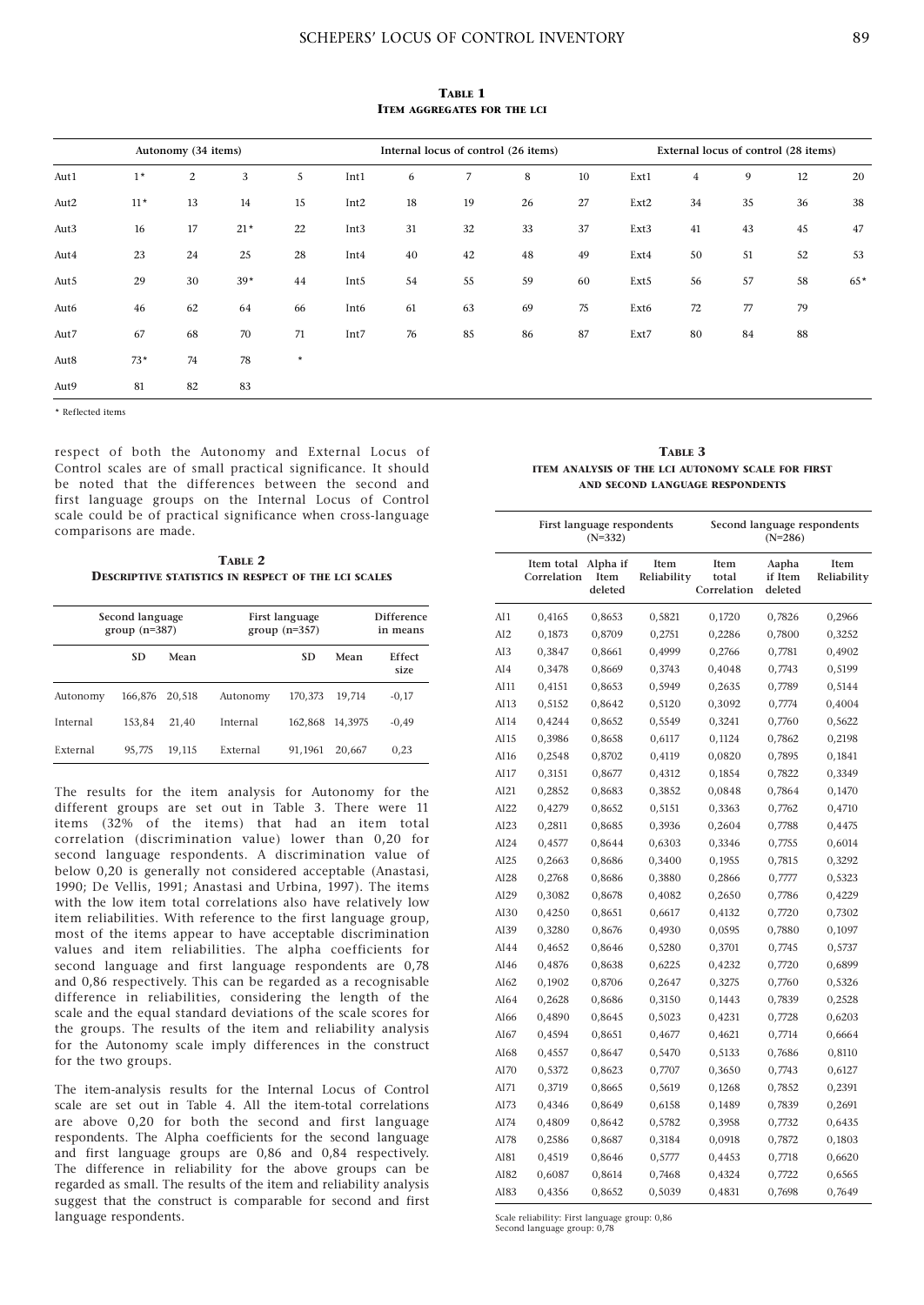**TABLE 1**
**ITEM AGGREGATES FOR THE LCI**

| Autonomy (34 items) | | | | | Internal locus of control (26 items) | | | | | External locus of control (28 items) | | | | |
|---|---|---|---|---|---|---|---|---|---|---|---|---|---|---|
| Aut1 | 1* | 2 | 3 | 5 | Int1 | 6 | 7 | 8 | 10 | Ext1 | 4 | 9 | 12 | 20 |
| Aut2 | 11* | 13 | 14 | 15 | Int2 | 18 | 19 | 26 | 27 | Ext2 | 34 | 35 | 36 | 38 |
| Aut3 | 16 | 17 | 21* | 22 | Int3 | 31 | 32 | 33 | 37 | Ext3 | 41 | 43 | 45 | 47 |
| Aut4 | 23 | 24 | 25 | 28 | Int4 | 40 | 42 | 48 | 49 | Ext4 | 50 | 51 | 52 | 53 |
| Aut5 | 29 | 30 | 39* | 44 | Int5 | 54 | 55 | 59 | 60 | Ext5 | 56 | 57 | 58 | 65* |
| Aut6 | 46 | 62 | 64 | 66 | Int6 | 61 | 63 | 69 | 75 | Ext6 | 72 | 77 | 79 | |
| Aut7 | 67 | 68 | 70 | 71 | Int7 | 76 | 85 | 86 | 87 | Ext7 | 80 | 84 | 88 | |
| Aut8 | 73* | 74 | 78 | * | | | | | | | | | | |
| Aut9 | 81 | 82 | 83 | | | | | | | | | | | |

* Reflected items

respect of both the Autonomy and External Locus of Control scales are of small practical significance. It should be noted that the differences between the second and first language groups on the Internal Locus of Control scale could be of practical significance when cross-language comparisons are made.

**TABLE 2**
**DESCRIPTIVE STATISTICS IN RESPECT OF THE LCI SCALES**

| Second language group (n=387) | | | First language group (n=357) | | | Difference in means |
|---|---|---|---|---|---|---|
| | SD | Mean | | SD | Mean | Effect size |
| Autonomy | 166,876 | 20,518 | Autonomy | 170,373 | 19,714 | -0,17 |
| Internal | 153,84 | 21,40 | Internal | 162,868 | 14,3975 | -0,49 |
| External | 95,775 | 19,115 | External | 91,1961 | 20,667 | 0,23 |

The results for the item analysis for Autonomy for the different groups are set out in Table 3. There were 11 items (32% of the items) that had an item total correlation (discrimination value) lower than 0,20 for second language respondents. A discrimination value of below 0,20 is generally not considered acceptable (Anastasi, 1990; De Vellis, 1991; Anastasi and Urbina, 1997). The items with the low item total correlations also have relatively low item reliabilities. With reference to the first language group, most of the items appear to have acceptable discrimination values and item reliabilities. The alpha coefficients for second language and first language respondents are 0,78 and 0,86 respectively. This can be regarded as a recognisable difference in reliabilities, considering the length of the scale and the equal standard deviations of the scale scores for the groups. The results of the item and reliability analysis for the Autonomy scale imply differences in the construct for the two groups.

The item-analysis results for the Internal Locus of Control scale are set out in Table 4. All the item-total correlations are above 0,20 for both the second and first language respondents. The Alpha coefficients for the second language and first language groups are 0,86 and 0,84 respectively. The difference in reliability for the above groups can be regarded as small. The results of the item and reliability analysis suggest that the construct is comparable for second and first language respondents.

**TABLE 3**
**ITEM ANALYSIS OF THE LCI AUTONOMY SCALE FOR FIRST AND SECOND LANGUAGE RESPONDENTS**

| | First language respondents (N=332) | | | Second language respondents (N=286) | | |
|---|---|---|---|---|---|---|
| | Item total Correlation | Alpha if Item deleted | Item Reliability | Item total Correlation | Aapha if Item deleted | Item Reliability |
| AI1 | 0,4165 | 0,8653 | 0,5821 | 0,1720 | 0,7826 | 0,2966 |
| AI2 | 0,1873 | 0,8709 | 0,2751 | 0,2286 | 0,7800 | 0,3252 |
| AI3 | 0,3847 | 0,8661 | 0,4999 | 0,2766 | 0,7781 | 0,4902 |
| AI4 | 0,3478 | 0,8669 | 0,3743 | 0,4048 | 0,7743 | 0,5199 |
| AI11 | 0,4151 | 0,8653 | 0,5949 | 0,2635 | 0,7789 | 0,5144 |
| AI13 | 0,5152 | 0,8642 | 0,5120 | 0,3092 | 0,7774 | 0,4004 |
| AI14 | 0,4244 | 0,8652 | 0,5549 | 0,3241 | 0,7760 | 0,5622 |
| AI15 | 0,3986 | 0,8658 | 0,6117 | 0,1124 | 0,7862 | 0,2198 |
| AI16 | 0,2548 | 0,8702 | 0,4119 | 0,0820 | 0,7895 | 0,1841 |
| AI17 | 0,3151 | 0,8677 | 0,4312 | 0,1854 | 0,7822 | 0,3349 |
| AI21 | 0,2852 | 0,8683 | 0,3852 | 0,0848 | 0,7864 | 0,1470 |
| AI22 | 0,4279 | 0,8652 | 0,5151 | 0,3363 | 0,7762 | 0,4710 |
| AI23 | 0,2811 | 0,8685 | 0,3936 | 0,2604 | 0,7788 | 0,4475 |
| AI24 | 0,4577 | 0,8644 | 0,6303 | 0,3346 | 0,7755 | 0,6014 |
| AI25 | 0,2663 | 0,8686 | 0,3400 | 0,1955 | 0,7815 | 0,3292 |
| AI28 | 0,2768 | 0,8686 | 0,3880 | 0,2866 | 0,7777 | 0,5323 |
| AI29 | 0,3082 | 0,8678 | 0,4082 | 0,2650 | 0,7786 | 0,4229 |
| AI30 | 0,4250 | 0,8651 | 0,6617 | 0,4132 | 0,7720 | 0,7302 |
| AI39 | 0,3280 | 0,8676 | 0,4930 | 0,0595 | 0,7880 | 0,1097 |
| AI44 | 0,4652 | 0,8646 | 0,5280 | 0,3701 | 0,7745 | 0,5737 |
| AI46 | 0,4876 | 0,8638 | 0,6225 | 0,4232 | 0,7720 | 0,6899 |
| AI62 | 0,1902 | 0,8706 | 0,2647 | 0,3275 | 0,7760 | 0,5326 |
| AI64 | 0,2628 | 0,8686 | 0,3150 | 0,1443 | 0,7839 | 0,2528 |
| AI66 | 0,4890 | 0,8645 | 0,5023 | 0,4231 | 0,7728 | 0,6203 |
| AI67 | 0,4594 | 0,8651 | 0,4677 | 0,4621 | 0,7714 | 0,6664 |
| AI68 | 0,4557 | 0,8647 | 0,5470 | 0,5133 | 0,7686 | 0,8110 |
| AI70 | 0,5372 | 0,8623 | 0,7707 | 0,3650 | 0,7743 | 0,6127 |
| AI71 | 0,3719 | 0,8665 | 0,5619 | 0,1268 | 0,7852 | 0,2391 |
| AI73 | 0,4346 | 0,8649 | 0,6158 | 0,1489 | 0,7839 | 0,2691 |
| AI74 | 0,4809 | 0,8642 | 0,5782 | 0,3958 | 0,7732 | 0,6435 |
| AI78 | 0,2586 | 0,8687 | 0,3184 | 0,0918 | 0,7872 | 0,1803 |
| AI81 | 0,4519 | 0,8646 | 0,5777 | 0,4453 | 0,7718 | 0,6620 |
| AI82 | 0,6087 | 0,8614 | 0,7468 | 0,4324 | 0,7722 | 0,6565 |
| AI83 | 0,4356 | 0,8652 | 0,5039 | 0,4831 | 0,7698 | 0,7649 |

Scale reliability: First language group: 0,86
Second language group: 0,78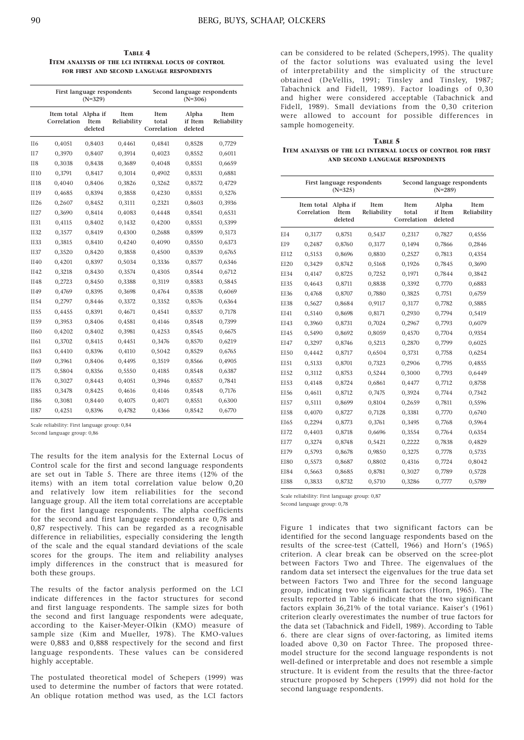**Table 4**
**Item analysis of the LCI internal locus of control for first and second language respondents**

| | First language respondents (N=329) | | | Second language respondents (N=306) | | |
|---|---|---|---|---|---|---|
| | Item total Correlation | Alpha if Item deleted | Item Reliability | Item total Correlation | Alpha if Item deleted | Item Reliability |
| I16 | 0,4051 | 0,8403 | 0,4461 | 0,4841 | 0,8528 | 0,7729 |
| I17 | 0,3970 | 0,8407 | 0,3914 | 0,4023 | 0,8552 | 0,6011 |
| I18 | 0,3038 | 0,8438 | 0,3689 | 0,4048 | 0,8551 | 0,6659 |
| I110 | 0,3791 | 0,8417 | 0,3014 | 0,4902 | 0,8531 | 0,6881 |
| I118 | 0,4040 | 0,8406 | 0,3826 | 0,3262 | 0,8572 | 0,4729 |
| I119 | 0,4685 | 0,8394 | 0,3858 | 0,4230 | 0,8551 | 0,5276 |
| I126 | 0,2607 | 0,8452 | 0,3111 | 0,2321 | 0,8603 | 0,3936 |
| I127 | 0,3690 | 0,8414 | 0,4083 | 0,4448 | 0,8541 | 0,6531 |
| I131 | 0,4115 | 0,8402 | 0,1432 | 0,4200 | 0,8551 | 0,5399 |
| I132 | 0,3577 | 0,8419 | 0,4300 | 0,2688 | 0,8599 | 0,5173 |
| I133 | 0,3815 | 0,8410 | 0,4240 | 0,4090 | 0,8550 | 0,6373 |
| I137 | 0,3520 | 0,8420 | 0,3858 | 0,4500 | 0,8539 | 0,6765 |
| I140 | 0,4201 | 0,8397 | 0,5034 | 0,3336 | 0,8577 | 0,6346 |
| I142 | 0,3218 | 0,8430 | 0,3574 | 0,4305 | 0,8544 | 0,6712 |
| I148 | 0,2723 | 0,8450 | 0,3388 | 0,3119 | 0,8583 | 0,5845 |
| I149 | 0,4769 | 0,8395 | 0,3698 | 0,4764 | 0,8538 | 0,6069 |
| I154 | 0,2797 | 0,8446 | 0,3372 | 0,3352 | 0,8576 | 0,6364 |
| I155 | 0,4455 | 0,8391 | 0,4671 | 0,4541 | 0,8537 | 0,7178 |
| I159 | 0,3953 | 0,8406 | 0,4581 | 0,4146 | 0,8548 | 0,7399 |
| I160 | 0,4202 | 0,8402 | 0,3981 | 0,4253 | 0,8545 | 0,6675 |
| I161 | 0,3702 | 0,8415 | 0,4451 | 0,3476 | 0,8570 | 0,6219 |
| I163 | 0,4410 | 0,8396 | 0,4110 | 0,5042 | 0,8529 | 0,6765 |
| I169 | 0,3961 | 0,8406 | 0,4495 | 0,3519 | 0,8566 | 0,4905 |
| I175 | 0,5804 | 0,8356 | 0,5550 | 0,4185 | 0,8548 | 0,6387 |
| I176 | 0,3027 | 0,8443 | 0,4051 | 0,3946 | 0,8557 | 0,7841 |
| I185 | 0,3478 | 0,8425 | 0,4616 | 0,4146 | 0,8548 | 0,7176 |
| I186 | 0,3081 | 0,8440 | 0,4075 | 0,4071 | 0,8551 | 0,6300 |
| I187 | 0,4251 | 0,8396 | 0,4782 | 0,4366 | 0,8542 | 0,6770 |

Scale reliability: First language group: 0,84
Second language group: 0,86

The results for the item analysis for the External Locus of Control scale for the first and second language respondents are set out in Table 5. There are three items (12% of the items) with an item total correlation value below 0,20 and relatively low item reliabilities for the second language group. All the item total correlations are acceptable for the first language respondents. The alpha coefficients for the second and first language respondents are 0,78 and 0,87 respectively. This can be regarded as a recognisable difference in reliabilities, especially considering the length of the scale and the equal standard deviations of the scale scores for the groups. The item and reliability analyses imply differences in the construct that is measured for both these groups.

The results of the factor analysis performed on the LCI indicate differences in the factor structures for second and first language respondents. The sample sizes for both the second and first language respondents were adequate, according to the Kaiser-Meyer-Olkin (KMO) measure of sample size (Kim and Mueller, 1978). The KMO-values were 0,883 and 0,888 respectively for the second and first language respondents. These values can be considered highly acceptable.

The postulated theoretical model of Schepers (1999) was used to determine the number of factors that were rotated. An oblique rotation method was used, as the LCI factors can be considered to be related (Schepers,1995). The quality of the factor solutions was evaluated using the level of interpretability and the simplicity of the structure obtained (DeVellis, 1991; Tinsley and Tinsley, 1987; Tabachnick and Fidell, 1989). Factor loadings of 0,30 and higher were considered acceptable (Tabachnick and Fidell, 1989). Small deviations from the 0,30 criterion were allowed to account for possible differences in sample homogeneity.

**Table 5**
**Item analysis of the LCI internal locus of control for first and second language respondents**

| | First language respondents (N=325) | | | Second language respondents (N=289) | | |
|---|---|---|---|---|---|---|
| | Item total Correlation | Alpha if Item deleted | Item Reliability | Item total Correlation | Alpha if Item deleted | Item Reliability |
| EI4 | 0,3177 | 0,8751 | 0,5437 | 0,2317 | 0,7827 | 0,4556 |
| EI9 | 0,2487 | 0,8760 | 0,3177 | 0,1494 | 0,7866 | 0,2846 |
| EI12 | 0,5153 | 0,8696 | 0,8810 | 0,2527 | 0,7813 | 0,4354 |
| EI20 | 0,3429 | 0,8742 | 0,5168 | 0,1926 | 0,7845 | 0,3690 |
| EI34 | 0,4147 | 0,8725 | 0,7252 | 0,1971 | 0,7844 | 0,3842 |
| EI35 | 0,4643 | 0,8711 | 0,8838 | 0,3392 | 0,7770 | 0,6883 |
| EI36 | 0,4768 | 0,8707 | 0,7880 | 0,3825 | 0,7751 | 0,6759 |
| EI38 | 0,5627 | 0,8684 | 0,9117 | 0,3177 | 0,7782 | 0,5885 |
| EI41 | 0,5140 | 0,8698 | 0,8171 | 0,2930 | 0,7794 | 0,5419 |
| EI43 | 0,3960 | 0,8731 | 0,7024 | 0,2967 | 0,7793 | 0,6079 |
| EI45 | 0,5490 | 0,8692 | 0,8059 | 0,4570 | 0,7704 | 0,9354 |
| EI47 | 0,3297 | 0,8746 | 0,5213 | 0,2870 | 0,7799 | 0,6025 |
| EI50 | 0,4442 | 0,8717 | 0,6504 | 0,3731 | 0,7758 | 0,6254 |
| EI51 | 0,5133 | 0,8701 | 0,7323 | 0,2906 | 0,7795 | 0,4855 |
| EI52 | 0,3112 | 0,8753 | 0,5244 | 0,3000 | 0,7793 | 0,6449 |
| EI53 | 0,4148 | 0,8724 | 0,6861 | 0,4477 | 0,7712 | 0,8758 |
| EI56 | 0,4611 | 0,8712 | 0,7475 | 0,3924 | 0,7744 | 0,7342 |
| EI57 | 0,5111 | 0,8699 | 0,8104 | 0,2659 | 0,7811 | 0,5596 |
| EI58 | 0,4070 | 0,8727 | 0,7128 | 0,3381 | 0,7770 | 0,6740 |
| EI65 | 0,2294 | 0,8773 | 0,3761 | 0,3495 | 0,7768 | 0,5964 |
| EI72 | 0,4403 | 0,8718 | 0,6696 | 0,3554 | 0,7764 | 0,6354 |
| EI77 | 0,3274 | 0,8748 | 0,5421 | 0,2222 | 0,7838 | 0,4829 |
| EI79 | 0,5793 | 0,8678 | 0,9850 | 0,3275 | 0,7778 | 0,5735 |
| EI80 | 0,5573 | 0,8687 | 0,8802 | 0,4316 | 0,7724 | 0,8042 |
| EI84 | 0,5663 | 0,8685 | 0,8781 | 0,3027 | 0,7789 | 0,5728 |
| EI88 | 0,3833 | 0,8732 | 0,5710 | 0,3286 | 0,7777 | 0,5789 |

Scale reliability: First language group: 0,87
Second language group: 0,78

Figure 1 indicates that two significant factors can be identified for the second language respondents based on the results of the scree-test (Cattell, 1966) and Horn's (1965) criterion. A clear break can be observed on the scree-plot between Factors Two and Three. The eigenvalues of the random data set intersect the eigenvalues for the true data set between Factors Two and Three for the second language group, indicating two significant factors (Horn, 1965). The results reported in Table 6 indicate that the two significant factors explain 36,21% of the total variance. Kaiser's (1961) criterion clearly overestimates the number of true factors for the data set (Tabachnick and Fidell, 1989). According to Table 6. there are clear signs of over-factoring, as limited items loaded above 0,30 on Factor Three. The proposed three-model structure for the second language respondents is not well-defined or interpretable and does not resemble a simple structure. It is evident from the results that the three-factor structure proposed by Schepers (1999) did not hold for the second language respondents.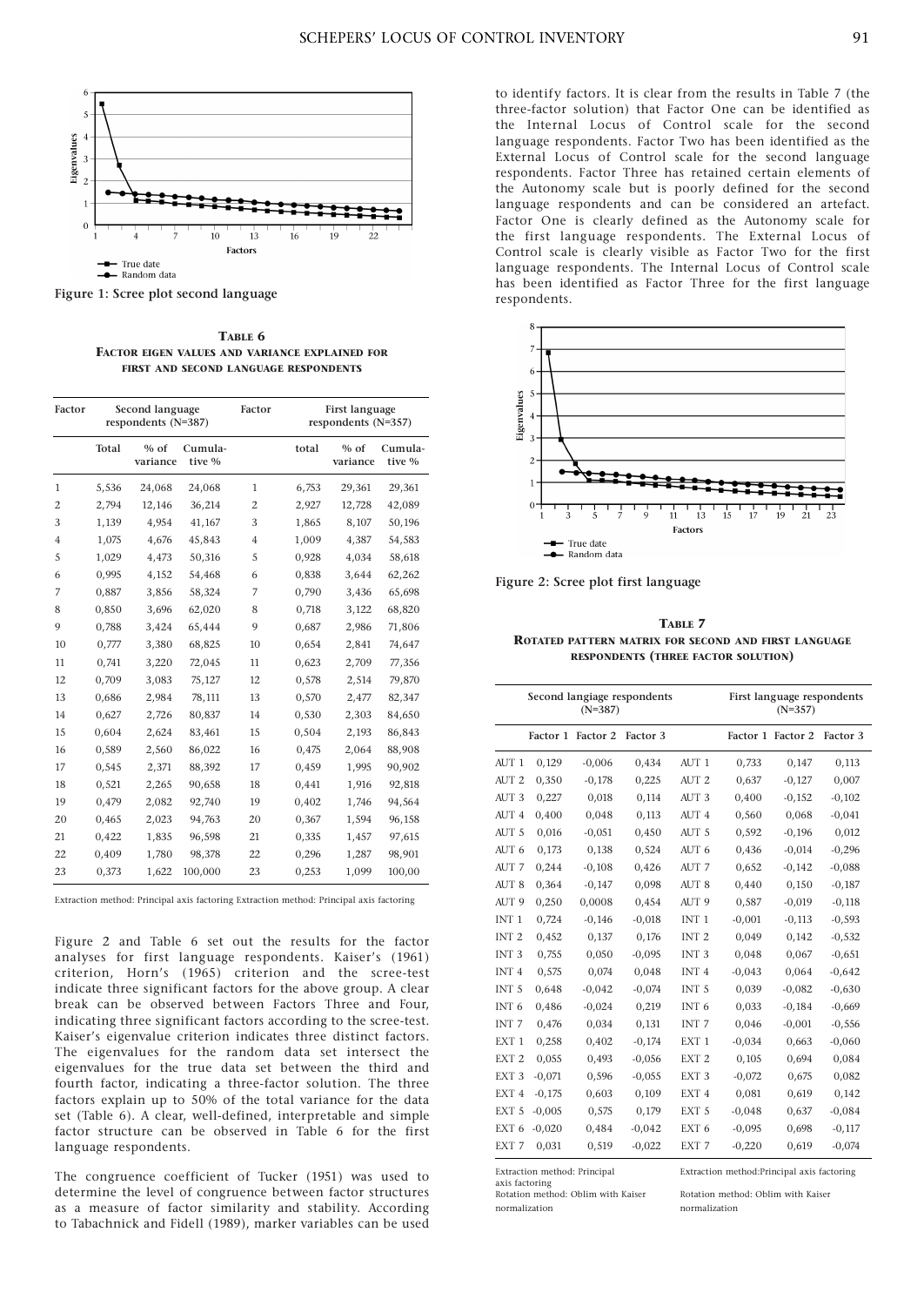Figure 1: Scree plot second language

**TABLE 6**
**FACTOR EIGEN VALUES AND VARIANCE EXPLAINED FOR FIRST AND SECOND LANGUAGE RESPONDENTS**

| Factor | Second language respondents (N=387) | | | Factor | First language respondents (N=357) | | |
|---|---|---|---|---|---|---|---|
| | Total | % of variance | Cumula-tive % | | total | % of variance | Cumula-tive % |
| 1 | 5,536 | 24,068 | 24,068 | 1 | 6,753 | 29,361 | 29,361 |
| 2 | 2,794 | 12,146 | 36,214 | 2 | 2,927 | 12,728 | 42,089 |
| 3 | 1,139 | 4,954 | 41,167 | 3 | 1,865 | 8,107 | 50,196 |
| 4 | 1,075 | 4,676 | 45,843 | 4 | 1,009 | 4,387 | 54,583 |
| 5 | 1,029 | 4,473 | 50,316 | 5 | 0,928 | 4,034 | 58,618 |
| 6 | 0,995 | 4,152 | 54,468 | 6 | 0,838 | 3,644 | 62,262 |
| 7 | 0,887 | 3,856 | 58,324 | 7 | 0,790 | 3,436 | 65,698 |
| 8 | 0,850 | 3,696 | 62,020 | 8 | 0,718 | 3,122 | 68,820 |
| 9 | 0,788 | 3,424 | 65,444 | 9 | 0,687 | 2,986 | 71,806 |
| 10 | 0,777 | 3,380 | 68,825 | 10 | 0,654 | 2,841 | 74,647 |
| 11 | 0,741 | 3,220 | 72,045 | 11 | 0,623 | 2,709 | 77,356 |
| 12 | 0,709 | 3,083 | 75,127 | 12 | 0,578 | 2,514 | 79,870 |
| 13 | 0,686 | 2,984 | 78,111 | 13 | 0,570 | 2,477 | 82,347 |
| 14 | 0,627 | 2,726 | 80,837 | 14 | 0,530 | 2,303 | 84,650 |
| 15 | 0,604 | 2,624 | 83,461 | 15 | 0,504 | 2,193 | 86,843 |
| 16 | 0,589 | 2,560 | 86,022 | 16 | 0,475 | 2,064 | 88,908 |
| 17 | 0,545 | 2,371 | 88,392 | 17 | 0,459 | 1,995 | 90,902 |
| 18 | 0,521 | 2,265 | 90,658 | 18 | 0,441 | 1,916 | 92,818 |
| 19 | 0,479 | 2,082 | 92,740 | 19 | 0,402 | 1,746 | 94,564 |
| 20 | 0,465 | 2,023 | 94,763 | 20 | 0,367 | 1,594 | 96,158 |
| 21 | 0,422 | 1,835 | 96,598 | 21 | 0,335 | 1,457 | 97,615 |
| 22 | 0,409 | 1,780 | 98,378 | 22 | 0,296 | 1,287 | 98,901 |
| 23 | 0,373 | 1,622 | 100,000 | 23 | 0,253 | 1,099 | 100,00 |

Extraction method: Principal axis factoring Extraction method: Principal axis factoring

Figure 2 and Table 6 set out the results for the factor analyses for first language respondents. Kaiser's (1961) criterion, Horn's (1965) criterion and the scree-test indicate three significant factors for the above group. A clear break can be observed between Factors Three and Four, indicating three significant factors according to the scree-test. Kaiser's eigenvalue criterion indicates three distinct factors. The eigenvalues for the random data set intersect the eigenvalues for the true data set between the third and fourth factor, indicating a three-factor solution. The three factors explain up to 50% of the total variance for the data set (Table 6). A clear, well-defined, interpretable and simple factor structure can be observed in Table 6 for the first language respondents.

The congruence coefficient of Tucker (1951) was used to determine the level of congruence between factor structures as a measure of factor similarity and stability. According to Tabachnick and Fidell (1989), marker variables can be used to identify factors. It is clear from the results in Table 7 (the three-factor solution) that Factor One can be identified as the Internal Locus of Control scale for the second language respondents. Factor Two has been identified as the External Locus of Control scale for the second language respondents. Factor Three has retained certain elements of the Autonomy scale but is poorly defined for the second language respondents and can be considered an artefact. Factor One is clearly defined as the Autonomy scale for the first language respondents. The External Locus of Control scale is clearly visible as Factor Two for the first language respondents. The Internal Locus of Control scale has been identified as Factor Three for the first language respondents.

Figure 2: Scree plot first language

**TABLE 7**
**ROTATED PATTERN MATRIX FOR SECOND AND FIRST LANGUAGE RESPONDENTS (THREE FACTOR SOLUTION)**

| | Second langiage respondents (N=387) | | | | First language respondents (N=357) | | |
|---|---|---|---|---|---|---|---|
| | Factor 1 | Factor 2 | Factor 3 | | Factor 1 | Factor 2 | Factor 3 |
| AUT 1 | 0,129 | -0,006 | 0,434 | AUT 1 | 0,733 | 0,147 | 0,113 |
| AUT 2 | 0,350 | -0,178 | 0,225 | AUT 2 | 0,637 | -0,127 | 0,007 |
| AUT 3 | 0,227 | 0,018 | 0,114 | AUT 3 | 0,400 | -0,152 | -0,102 |
| AUT 4 | 0,400 | 0,048 | 0,113 | AUT 4 | 0,560 | 0,068 | -0,041 |
| AUT 5 | 0,016 | -0,051 | 0,450 | AUT 5 | 0,592 | -0,196 | 0,012 |
| AUT 6 | 0,173 | 0,138 | 0,524 | AUT 6 | 0,436 | -0,014 | -0,296 |
| AUT 7 | 0,244 | -0,108 | 0,426 | AUT 7 | 0,652 | -0,142 | -0,088 |
| AUT 8 | 0,364 | -0,147 | 0,098 | AUT 8 | 0,440 | 0,150 | -0,187 |
| AUT 9 | 0,250 | 0,0008 | 0,454 | AUT 9 | 0,587 | -0,019 | -0,118 |
| INT 1 | 0,724 | -0,146 | -0,018 | INT 1 | -0,001 | -0,113 | -0,593 |
| INT 2 | 0,452 | 0,137 | 0,176 | INT 2 | 0,049 | 0,142 | -0,532 |
| INT 3 | 0,755 | 0,050 | -0,095 | INT 3 | 0,048 | 0,067 | -0,651 |
| INT 4 | 0,575 | 0,074 | 0,048 | INT 4 | -0,043 | 0,064 | -0,642 |
| INT 5 | 0,648 | -0,042 | -0,074 | INT 5 | 0,039 | -0,082 | -0,630 |
| INT 6 | 0,486 | -0,024 | 0,219 | INT 6 | 0,033 | -0,184 | -0,669 |
| INT 7 | 0,476 | 0,034 | 0,131 | INT 7 | 0,046 | -0,001 | -0,556 |
| EXT 1 | 0,258 | 0,402 | -0,174 | EXT 1 | -0,034 | 0,663 | -0,060 |
| EXT 2 | 0,055 | 0,493 | -0,056 | EXT 2 | 0,105 | 0,694 | 0,084 |
| EXT 3 | -0,071 | 0,596 | -0,055 | EXT 3 | -0,072 | 0,675 | 0,082 |
| EXT 4 | -0,175 | 0,603 | 0,109 | EXT 4 | 0,081 | 0,619 | 0,142 |
| EXT 5 | -0,005 | 0,575 | 0,179 | EXT 5 | -0,048 | 0,637 | -0,084 |
| EXT 6 | -0,020 | 0,484 | -0,042 | EXT 6 | -0,095 | 0,698 | -0,117 |
| EXT 7 | 0,031 | 0,519 | -0,022 | EXT 7 | -0,220 | 0,619 | -0,074 |

Extraction method: Principal axis factoring
Rotation method: Oblim with Kaiser normalization

Extraction method:Principal axis factoring
Rotation method: Oblim with Kaiser normalization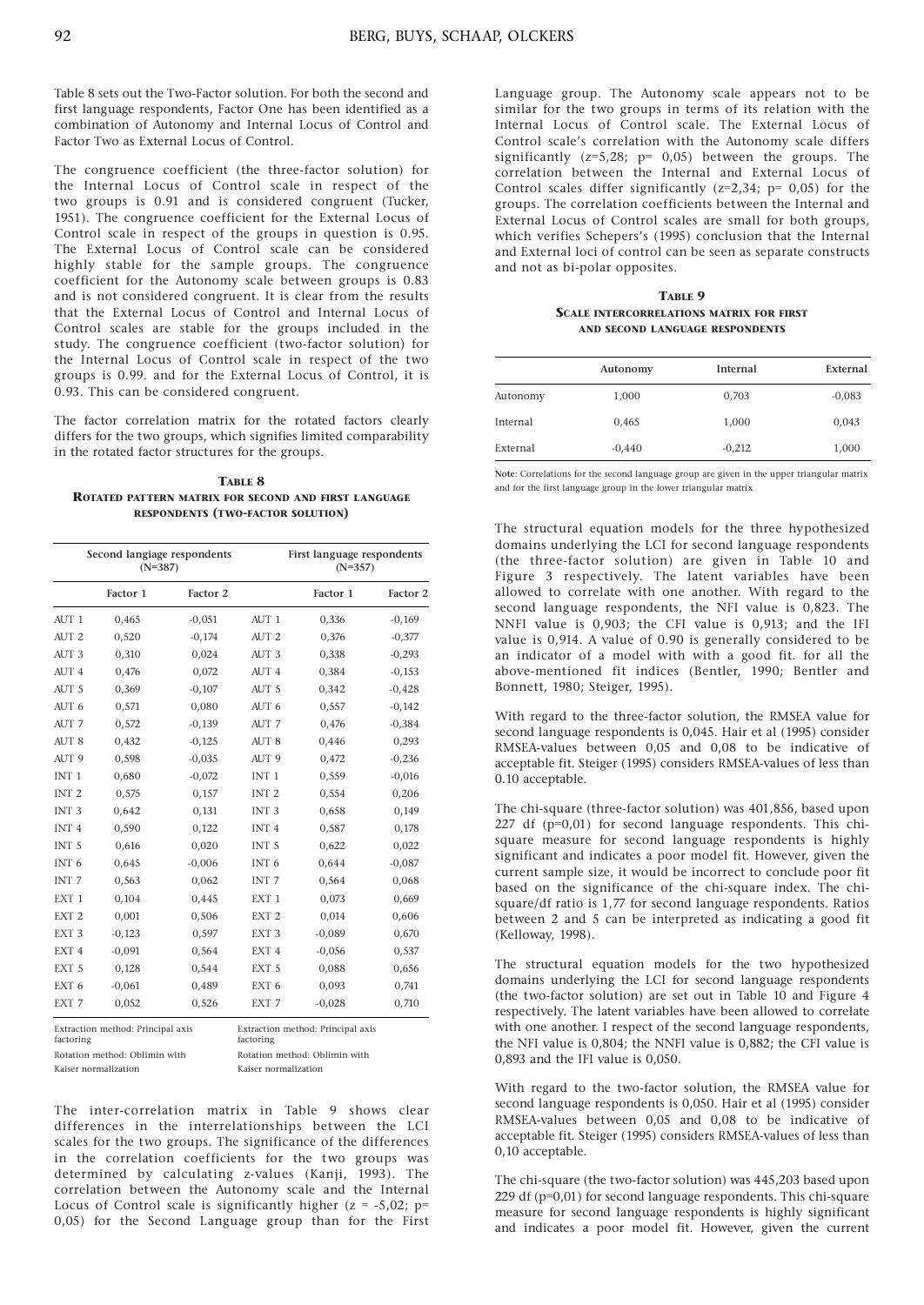Table 8 sets out the Two-Factor solution. For both the second and first language respondents, Factor One has been identified as a combination of Autonomy and Internal Locus of Control and Factor Two as External Locus of Control.

The congruence coefficient (the three-factor solution) for the Internal Locus of Control scale in respect of the two groups is 0.91 and is considered congruent (Tucker, 1951). The congruence coefficient for the External Locus of Control scale in respect of the groups in question is 0.95. The External Locus of Control scale can be considered highly stable for the sample groups. The congruence coefficient for the Autonomy scale between groups is 0.83 and is not considered congruent. It is clear from the results that the External Locus of Control and Internal Locus of Control scales are stable for the groups included in the study. The congruence coefficient (two-factor solution) for the Internal Locus of Control scale in respect of the two groups is 0.99. and for the External Locus of Control, it is 0.93. This can be considered congruent.

The factor correlation matrix for the rotated factors clearly differs for the two groups, which signifies limited comparability in the rotated factor structures for the groups.

**Table 8**
**Rotated pattern matrix for second and first language respondents (two-factor solution)**

| Second langiage respondents (N=387) | | | First language respondents (N=357) | | |
|---|---|---|---|---|---|
| | Factor 1 | Factor 2 | | Factor 1 | Factor 2 |
| AUT 1 | 0,465 | -0,051 | AUT 1 | 0,336 | -0,169 |
| AUT 2 | 0,520 | -0,174 | AUT 2 | 0,376 | -0,377 |
| AUT 3 | 0,310 | 0,024 | AUT 3 | 0,338 | -0,293 |
| AUT 4 | 0,476 | 0,072 | AUT 4 | 0,384 | -0,153 |
| AUT 5 | 0,369 | -0,107 | AUT 5 | 0,342 | -0,428 |
| AUT 6 | 0,571 | 0,080 | AUT 6 | 0,557 | -0,142 |
| AUT 7 | 0,572 | -0,139 | AUT 7 | 0,476 | -0,384 |
| AUT 8 | 0,432 | -0,125 | AUT 8 | 0,446 | 0,293 |
| AUT 9 | 0,598 | -0,035 | AUT 9 | 0,472 | -0,236 |
| INT 1 | 0,680 | -0,072 | INT 1 | 0,559 | -0,016 |
| INT 2 | 0,575 | 0,157 | INT 2 | 0,554 | 0,206 |
| INT 3 | 0,642 | 0,131 | INT 3 | 0,658 | 0,149 |
| INT 4 | 0,590 | 0,122 | INT 4 | 0,587 | 0,178 |
| INT 5 | 0,616 | 0,020 | INT 5 | 0,622 | 0,022 |
| INT 6 | 0,645 | -0,006 | INT 6 | 0,644 | -0,087 |
| INT 7 | 0,563 | 0,062 | INT 7 | 0,564 | 0,068 |
| EXT 1 | 0,104 | 0,445 | EXT 1 | 0,073 | 0,669 |
| EXT 2 | 0,001 | 0,506 | EXT 2 | 0,014 | 0,606 |
| EXT 3 | -0,123 | 0,597 | EXT 3 | -0,089 | 0,670 |
| EXT 4 | -0,091 | 0,564 | EXT 4 | -0,056 | 0,537 |
| EXT 5 | 0,128 | 0,544 | EXT 5 | 0,088 | 0,656 |
| EXT 6 | -0,061 | 0,489 | EXT 6 | 0,093 | 0,741 |
| EXT 7 | 0,052 | 0,526 | EXT 7 | -0,028 | 0,710 |

Extraction method: Principal axis factoring
Rotation method: Oblimin with Kaiser normalization

Extraction method: Principal axis factoring
Rotation method: Oblimin with Kaiser normalization

The inter-correlation matrix in Table 9 shows clear differences in the interrelationships between the LCI scales for the two groups. The significance of the differences in the correlation coefficients for the two groups was determined by calculating z-values (Kanji, 1993). The correlation between the Autonomy scale and the Internal Locus of Control scale is significantly higher ($z = -5,02$; $p = 0,05$) for the Second Language group than for the First Language group. The Autonomy scale appears not to be similar for the two groups in terms of its relation with the Internal Locus of Control scale. The External Locus of Control scale's correlation with the Autonomy scale differs significantly ($z=5,28$; $p= 0,05$) between the groups. The correlation between the Internal and External Locus of Control scales differ significantly ($z=2,34$; $p= 0,05$) for the groups. The correlation coefficients between the Internal and External Locus of Control scales are small for both groups, which verifies Schepers's (1995) conclusion that the Internal and External loci of control can be seen as separate constructs and not as bi-polar opposites.

**Table 9**
**Scale intercorrelations matrix for first and second language respondents**

| | Autonomy | Internal | External |
|---|---|---|---|
| Autonomy | 1,000 | 0,703 | -0,083 |
| Internal | 0,465 | 1,000 | 0,043 |
| External | -0,440 | -0,212 | 1,000 |

**Note**: Correlations for the second language group are given in the upper triangular matrix and for the first language group in the lower triangular matrix

The structural equation models for the three hypothesized domains underlying the LCI for second language respondents (the three-factor solution) are given in Table 10 and Figure 3 respectively. The latent variables have been allowed to correlate with one another. With regard to the second language respondents, the NFI value is 0,823. The NNFI value is 0,903; the CFI value is 0,913; and the IFI value is 0,914. A value of 0.90 is generally considered to be an indicator of a model with with a good fit. for all the above-mentioned fit indices (Bentler, 1990; Bentler and Bonnett, 1980; Steiger, 1995).

With regard to the three-factor solution, the RMSEA value for second language respondents is 0,045. Hair et al (1995) consider RMSEA-values between 0,05 and 0,08 to be indicative of acceptable fit. Steiger (1995) considers RMSEA-values of less than 0.10 acceptable.

The chi-square (three-factor solution) was 401,856, based upon 227 df (p=0,01) for second language respondents. This chi-square measure for second language respondents is highly significant and indicates a poor model fit. However, given the current sample size, it would be incorrect to conclude poor fit based on the significance of the chi-square index. The chi-square/df ratio is 1,77 for second language respondents. Ratios between 2 and 5 can be interpreted as indicating a good fit (Kelloway, 1998).

The structural equation models for the two hypothesized domains underlying the LCI for second language respondents (the two-factor solution) are set out in Table 10 and Figure 4 respectively. The latent variables have been allowed to correlate with one another. I respect of the second language respondents, the NFI value is 0,804; the NNFI value is 0,882; the CFI value is 0,893 and the IFI value is 0,050.

With regard to the two-factor solution, the RMSEA value for second language respondents is 0,050. Hair et al (1995) consider RMSEA-values between 0,05 and 0,08 to be indicative of acceptable fit. Steiger (1995) considers RMSEA-values of less than 0,10 acceptable.

The chi-square (the two-factor solution) was 445,203 based upon 229 df (p=0,01) for second language respondents. This chi-square measure for second language respondents is highly significant and indicates a poor model fit. However, given the current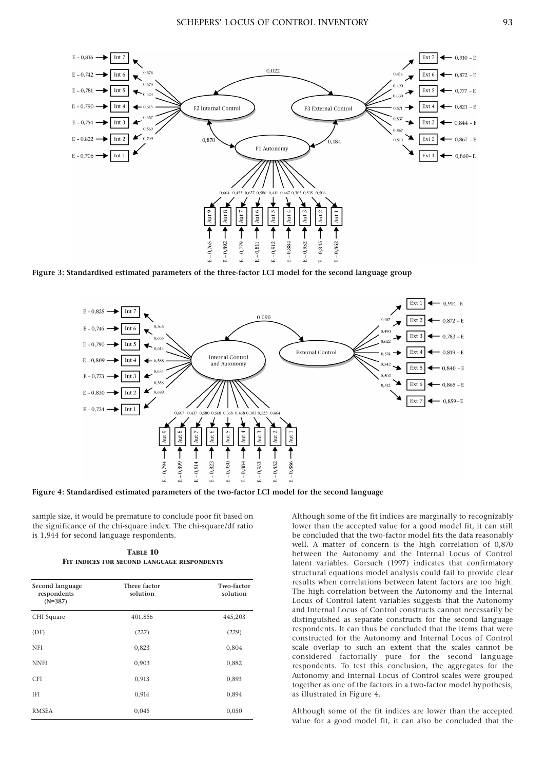**Figure 3: Standardised estimated parameters of the three-factor LCI model for the second language group**

**Figure 4: Standardised estimated parameters of the two-factor LCI model for the second language**

sample size, it would be premature to conclude poor fit based on the significance of the chi-square index. The chi-square/df ratio is 1,944 for second language respondents.

**Table 10**
**Fit indices for second language respondents**

| Second language respondents (N=387) | Three factor solution | Two-factor solution |
|---|---|---|
| CHI Square | 401,856 | 445,203 |
| (DF) | (227) | (229) |
| NFI | 0,823 | 0,804 |
| NNFI | 0,903 | 0,882 |
| CFI | 0,913 | 0,893 |
| IFI | 0,914 | 0,894 |
| RMSEA | 0,045 | 0,050 |

Although some of the fit indices are marginally to recognizably lower than the accepted value for a good model fit, it can still be concluded that the two-factor model fits the data reasonably well. A matter of concern is the high correlation of 0,870 between the Autonomy and the Internal Locus of Control latent variables. Gorsuch (1997) indicates that confirmatory structural equations model analysis could fail to provide clear results when correlations between latent factors are too high. The high correlation between the Autonomy and the Internal Locus of Control latent variables suggests that the Autonomy and Internal Locus of Control constructs cannot necessarily be distinguished as separate constructs for the second language respondents. It can thus be concluded that the items that were constructed for the Autonomy and Internal Locus of Control scale overlap to such an extent that the scales cannot be considered factorially pure for the second language respondents. To test this conclusion, the aggregates for the Autonomy and Internal Locus of Control scales were grouped together as one of the factors in a two-factor model hypothesis, as illustrated in Figure 4.

Although some of the fit indices are lower than the accepted value for a good model fit, it can also be concluded that the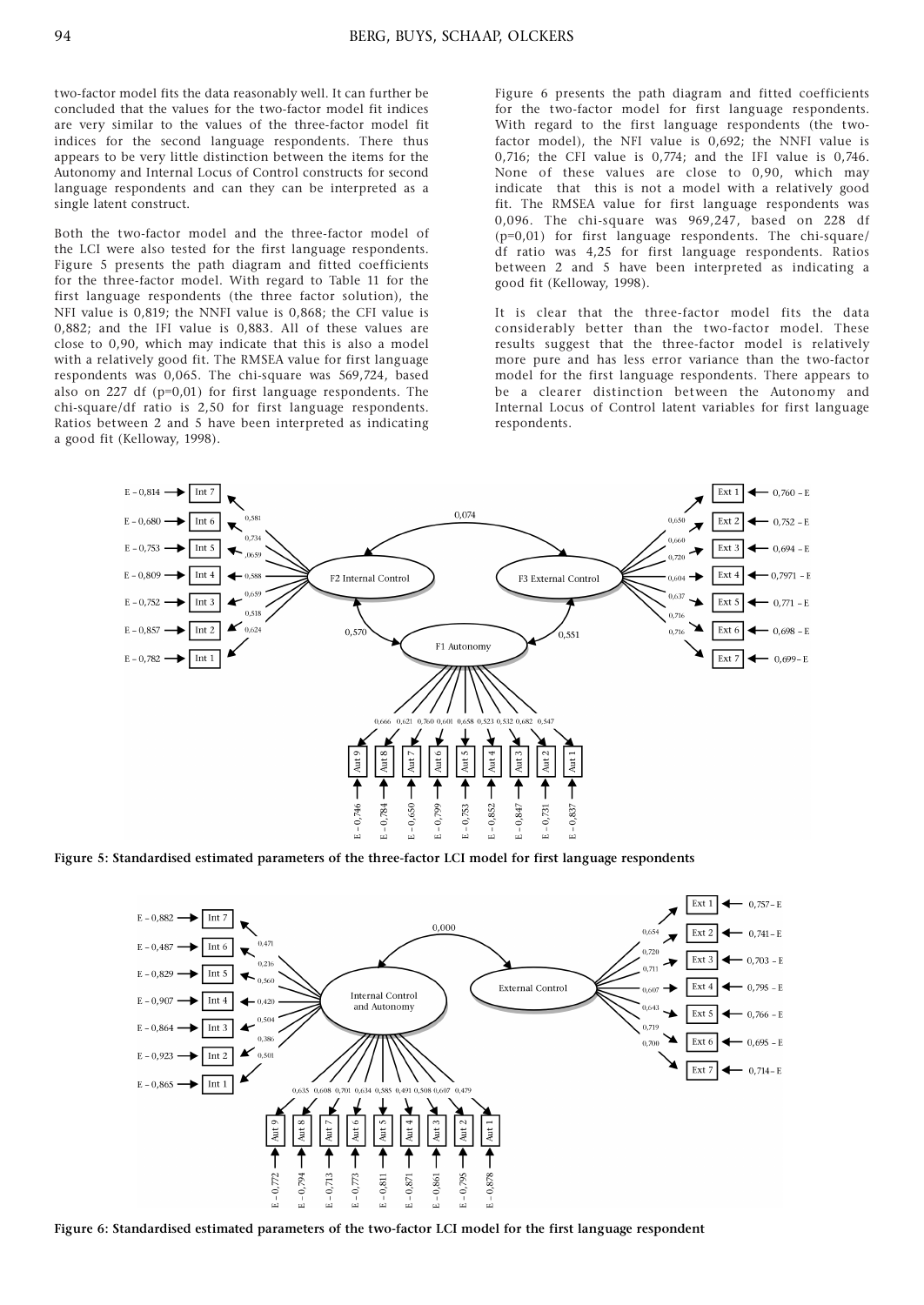two-factor model fits the data reasonably well. It can further be concluded that the values for the two-factor model fit indices are very similar to the values of the three-factor model fit indices for the second language respondents. There thus appears to be very little distinction between the items for the Autonomy and Internal Locus of Control constructs for second language respondents and can they can be interpreted as a single latent construct.

Both the two-factor model and the three-factor model of the LCI were also tested for the first language respondents. Figure 5 presents the path diagram and fitted coefficients for the three-factor model. With regard to Table 11 for the first language respondents (the three factor solution), the NFI value is 0,819; the NNFI value is 0,868; the CFI value is 0,882; and the IFI value is 0,883. All of these values are close to 0,90, which may indicate that this is also a model with a relatively good fit. The RMSEA value for first language respondents was 0,065. The chi-square was 569,724, based also on 227 df (p=0,01) for first language respondents. The chi-square/df ratio is 2,50 for first language respondents. Ratios between 2 and 5 have been interpreted as indicating a good fit (Kelloway, 1998).

Figure 6 presents the path diagram and fitted coefficients for the two-factor model for first language respondents. With regard to the first language respondents (the two-factor model), the NFI value is 0,692; the NNFI value is 0,716; the CFI value is 0,774; and the IFI value is 0,746. None of these values are close to 0,90, which may indicate that this is not a model with a relatively good fit. The RMSEA value for first language respondents was 0,096. The chi-square was 969,247, based on 228 df (p=0,01) for first language respondents. The chi-square/df ratio was 4,25 for first language respondents. Ratios between 2 and 5 have been interpreted as indicating a good fit (Kelloway, 1998).

It is clear that the three-factor model fits the data considerably better than the two-factor model. These results suggest that the three-factor model is relatively more pure and has less error variance than the two-factor model for the first language respondents. There appears to be a clearer distinction between the Autonomy and Internal Locus of Control latent variables for first language respondents.

**Figure 5: Standardised estimated parameters of the three-factor LCI model for first language respondents**

**Figure 6: Standardised estimated parameters of the two-factor LCI model for the first language respondent**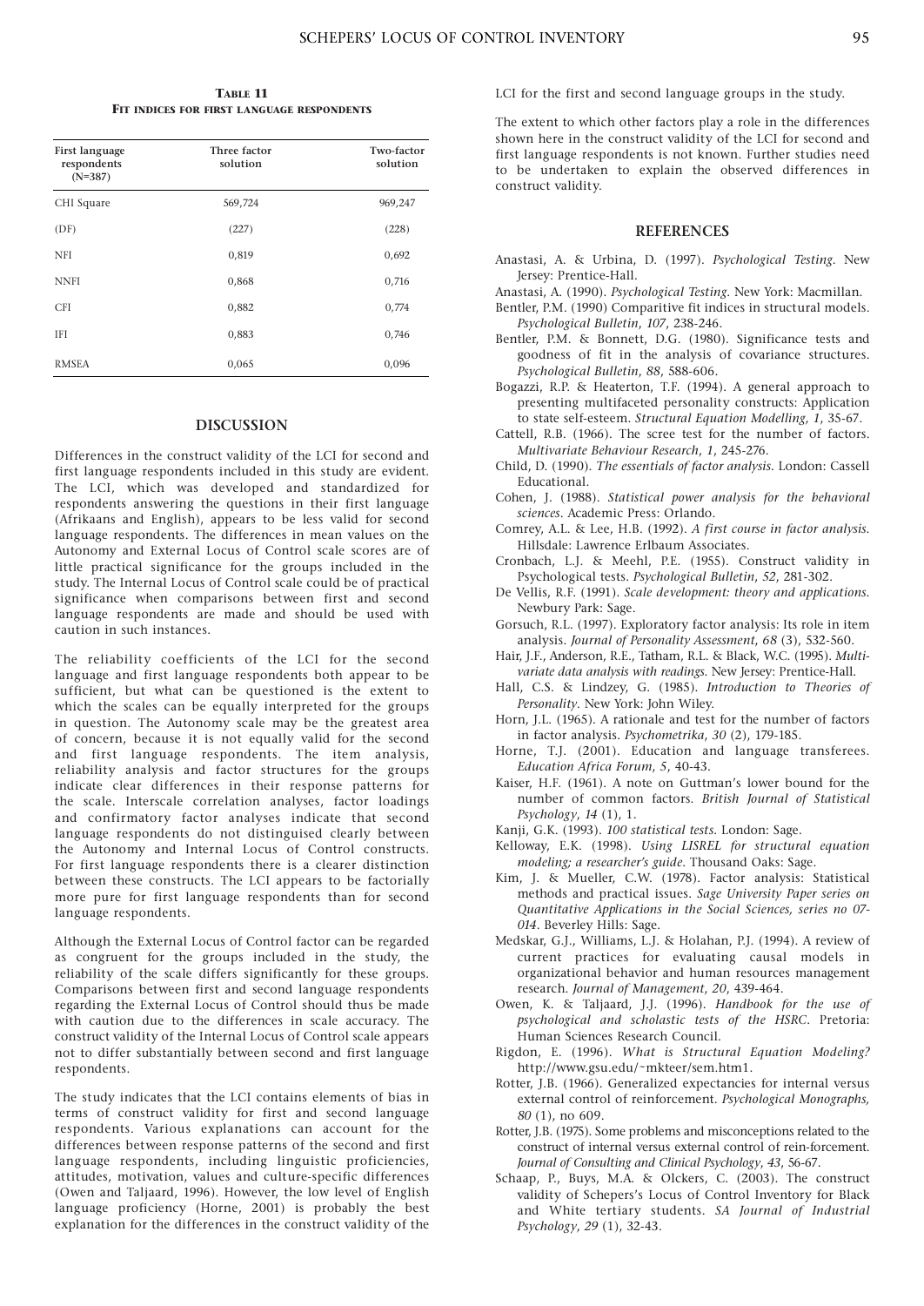**Table 11**
**Fit indices for first language respondents**

| First language respondents (N=387) | Three factor solution | Two-factor solution |
|---|---|---|
| CHI Square | 569,724 | 969,247 |
| (DF) | (227) | (228) |
| NFI | 0,819 | 0,692 |
| NNFI | 0,868 | 0,716 |
| CFI | 0,882 | 0,774 |
| IFI | 0,883 | 0,746 |
| RMSEA | 0,065 | 0,096 |

## DISCUSSION

Differences in the construct validity of the LCI for second and first language respondents included in this study are evident. The LCI, which was developed and standardized for respondents answering the questions in their first language (Afrikaans and English), appears to be less valid for second language respondents. The differences in mean values on the Autonomy and External Locus of Control scale scores are of little practical significance for the groups included in the study. The Internal Locus of Control scale could be of practical significance when comparisons between first and second language respondents are made and should be used with caution in such instances.

The reliability coefficients of the LCI for the second language and first language respondents both appear to be sufficient, but what can be questioned is the extent to which the scales can be equally interpreted for the groups in question. The Autonomy scale may be the greatest area of concern, because it is not equally valid for the second and first language respondents. The item analysis, reliability analysis and factor structures for the groups indicate clear differences in their response patterns for the scale. Interscale correlation analyses, factor loadings and confirmatory factor analyses indicate that second language respondents do not distinguised clearly between the Autonomy and Internal Locus of Control constructs. For first language respondents there is a clearer distinction between these constructs. The LCI appears to be factorially more pure for first language respondents than for second language respondents.

Although the External Locus of Control factor can be regarded as congruent for the groups included in the study, the reliability of the scale differs significantly for these groups. Comparisons between first and second language respondents regarding the External Locus of Control should thus be made with caution due to the differences in scale accuracy. The construct validity of the Internal Locus of Control scale appears not to differ substantially between second and first language respondents.

The study indicates that the LCI contains elements of bias in terms of construct validity for first and second language respondents. Various explanations can account for the differences between response patterns of the second and first language respondents, including linguistic proficiencies, attitudes, motivation, values and culture-specific differences (Owen and Taljaard, 1996). However, the low level of English language proficiency (Horne, 2001) is probably the best explanation for the differences in the construct validity of the LCI for the first and second language groups in the study.

The extent to which other factors play a role in the differences shown here in the construct validity of the LCI for second and first language respondents is not known. Further studies need to be undertaken to explain the observed differences in construct validity.

## REFERENCES

Anastasi, A. & Urbina, D. (1997). *Psychological Testing*. New Jersey: Prentice-Hall.

Anastasi, A. (1990). *Psychological Testing*. New York: Macmillan.

Bentler, P.M. (1990) Comparitive fit indices in structural models. *Psychological Bulletin*, *107*, 238-246.

Bentler, P.M. & Bonnett, D.G. (1980). Significance tests and goodness of fit in the analysis of covariance structures. *Psychological Bulletin*, *88*, 588-606.

Bogazzi, R.P. & Heaterton, T.F. (1994). A general approach to presenting multifaceted personality constructs: Application to state self-esteem. *Structural Equation Modelling*, *1*, 35-67.

Cattell, R.B. (1966). The scree test for the number of factors. *Multivariate Behaviour Research*, *1*, 245-276.

Child, D. (1990). *The essentials of factor analysis*. London: Cassell Educational.

Cohen, J. (1988). *Statistical power analysis for the behavioral sciences*. Academic Press: Orlando.

Comrey, A.L. & Lee, H.B. (1992). *A first course in factor analysis*. Hillsdale: Lawrence Erlbaum Associates.

Cronbach, L.J. & Meehl, P.E. (1955). Construct validity in Psychological tests. *Psychological Bulletin*, *52*, 281-302.

De Vellis, R.F. (1991). *Scale development: theory and applications*. Newbury Park: Sage.

Gorsuch, R.L. (1997). Exploratory factor analysis: Its role in item analysis. *Journal of Personality Assessment*, *68* (3), 532-560.

Hair, J.F., Anderson, R.E., Tatham, R.L. & Black, W.C. (1995). *Multivariate data analysis with readings*. New Jersey: Prentice-Hall.

Hall, C.S. & Lindzey, G. (1985). *Introduction to Theories of Personality*. New York: John Wiley.

Horn, J.L. (1965). A rationale and test for the number of factors in factor analysis. *Psychometrika*, *30* (2), 179-185.

Horne, T.J. (2001). Education and language transferees. *Education Africa Forum*, *5*, 40-43.

Kaiser, H.F. (1961). A note on Guttman's lower bound for the number of common factors. *British Journal of Statistical Psychology*, *14* (1), 1.

Kanji, G.K. (1993). *100 statistical tests*. London: Sage.

Kelloway, E.K. (1998). *Using LISREL for structural equation modeling; a researcher's guide*. Thousand Oaks: Sage.

Kim, J. & Mueller, C.W. (1978). Factor analysis: Statistical methods and practical issues. *Sage University Paper series on Quantitative Applications in the Social Sciences, series no 07-014*. Beverley Hills: Sage.

Medskar, G.J., Williams, L.J. & Holahan, P.J. (1994). A review of current practices for evaluating causal models in organizational behavior and human resources management research. *Journal of Management*, *20*, 439-464.

Owen, K. & Taljaard, J.J. (1996). *Handbook for the use of psychological and scholastic tests of the HSRC*. Pretoria: Human Sciences Research Council.

Rigdon, E. (1996). *What is Structural Equation Modeling?* http://www.gsu.edu/~mkteer/sem.htm1.

Rotter, J.B. (1966). Generalized expectancies for internal versus external control of reinforcement. *Psychological Monographs, 80* (1), no 609.

Rotter, J.B. (1975). Some problems and misconceptions related to the construct of internal versus external control of rein-forcement. *Journal of Consulting and Clinical Psychology*, *43*, 56-67.

Schaap, P., Buys, M.A. & Olckers, C. (2003). The construct validity of Schepers's Locus of Control Inventory for Black and White tertiary students. *SA Journal of Industrial Psychology*, *29* (1), 32-43.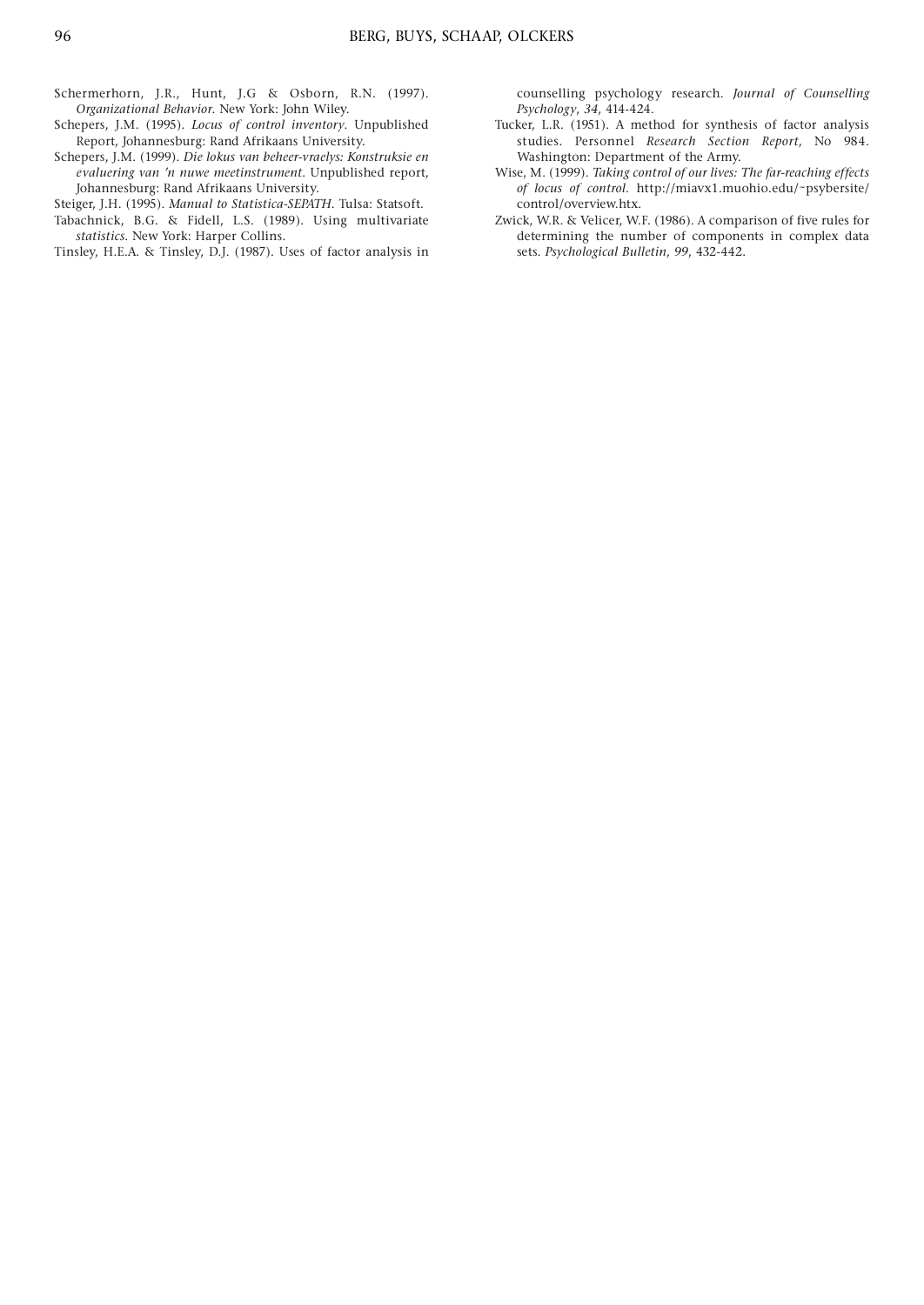Schermerhorn, J.R., Hunt, J.G & Osborn, R.N. (1997). *Organizational Behavior*. New York: John Wiley.

Schepers, J.M. (1995). *Locus of control inventory*. Unpublished Report, Johannesburg: Rand Afrikaans University.

Schepers, J.M. (1999). *Die lokus van beheer-vraelys: Konstruksie en evaluering van 'n nuwe meetinstrument*. Unpublished report, Johannesburg: Rand Afrikaans University.

Steiger, J.H. (1995). *Manual to Statistica-SEPATH*. Tulsa: Statsoft.

Tabachnick, B.G. & Fidell, L.S. (1989). Using multivariate *statistics*. New York: Harper Collins.

Tinsley, H.E.A. & Tinsley, D.J. (1987). Uses of factor analysis in counselling psychology research. *Journal of Counselling Psychology*, *34*, 414-424.

Tucker, L.R. (1951). A method for synthesis of factor analysis studies. Personnel *Research Section Report*, No 984. Washington: Department of the Army.

Wise, M. (1999). *Taking control of our lives: The far-reaching effects of locus of control.* http://miavx1.muohio.edu/~psybersite/control/overview.htx.

Zwick, W.R. & Velicer, W.F. (1986). A comparison of five rules for determining the number of components in complex data sets. *Psychological Bulletin*, *99*, 432-442.